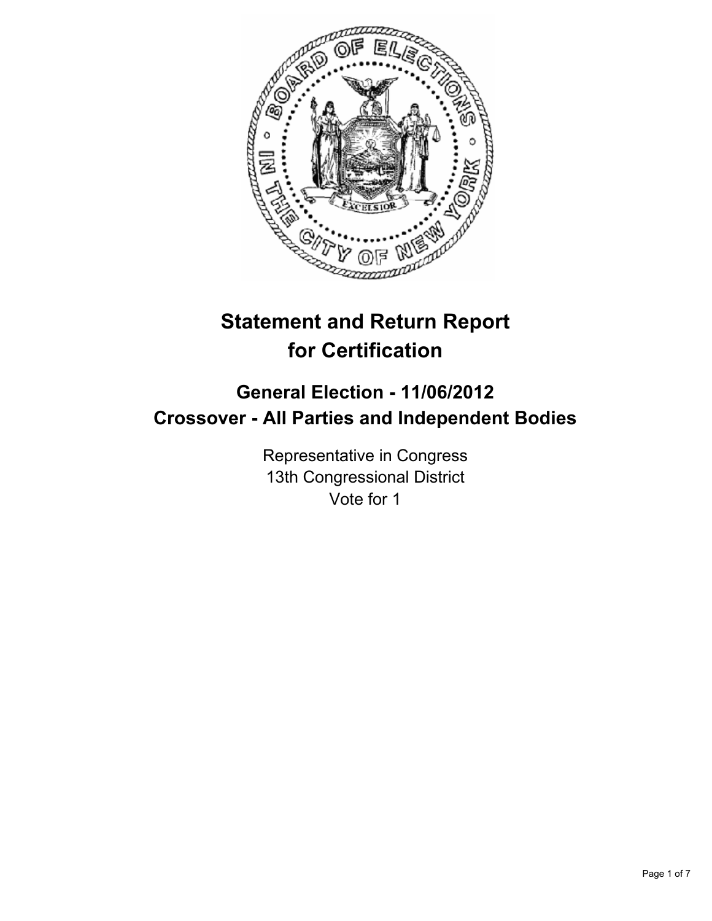# Statement and Return Report for Certification

## General Election - 11/06/2012
## Crossover - All Parties and Independent Bodies

Representative in Congress
13th Congressional District
Vote for 1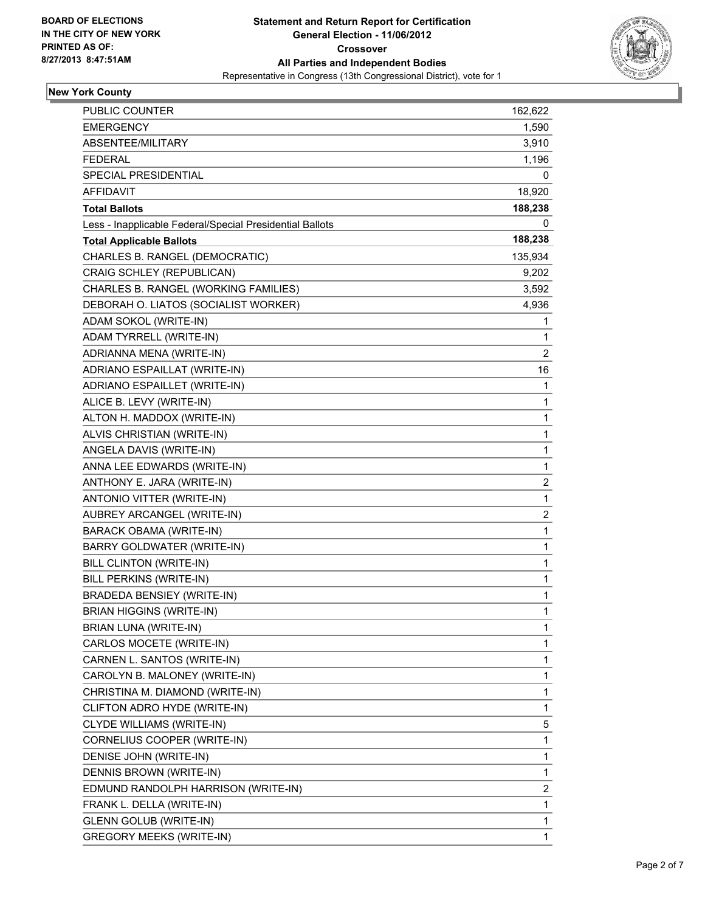BOARD OF ELECTIONS
IN THE CITY OF NEW YORK
PRINTED AS OF:
8/27/2013 8:47:51AM

# Statement and Return Report for Certification
## General Election - 11/06/2012
## Crossover
## All Parties and Independent Bodies
Representative in Congress (13th Congressional District), vote for 1

### New York County

| | |
|---|---|
| PUBLIC COUNTER | 162,622 |
| EMERGENCY | 1,590 |
| ABSENTEE/MILITARY | 3,910 |
| FEDERAL | 1,196 |
| SPECIAL PRESIDENTIAL | 0 |
| AFFIDAVIT | 18,920 |
| **Total Ballots** | **188,238** |
| Less - Inapplicable Federal/Special Presidential Ballots | 0 |
| **Total Applicable Ballots** | **188,238** |
| CHARLES B. RANGEL (DEMOCRATIC) | 135,934 |
| CRAIG SCHLEY (REPUBLICAN) | 9,202 |
| CHARLES B. RANGEL (WORKING FAMILIES) | 3,592 |
| DEBORAH O. LIATOS (SOCIALIST WORKER) | 4,936 |
| ADAM SOKOL (WRITE-IN) | 1 |
| ADAM TYRRELL (WRITE-IN) | 1 |
| ADRIANNA MENA (WRITE-IN) | 2 |
| ADRIANO ESPAILLAT (WRITE-IN) | 16 |
| ADRIANO ESPAILLET (WRITE-IN) | 1 |
| ALICE B. LEVY (WRITE-IN) | 1 |
| ALTON H. MADDOX (WRITE-IN) | 1 |
| ALVIS CHRISTIAN (WRITE-IN) | 1 |
| ANGELA DAVIS (WRITE-IN) | 1 |
| ANNA LEE EDWARDS (WRITE-IN) | 1 |
| ANTHONY E. JARA (WRITE-IN) | 2 |
| ANTONIO VITTER (WRITE-IN) | 1 |
| AUBREY ARCANGEL (WRITE-IN) | 2 |
| BARACK OBAMA (WRITE-IN) | 1 |
| BARRY GOLDWATER (WRITE-IN) | 1 |
| BILL CLINTON (WRITE-IN) | 1 |
| BILL PERKINS (WRITE-IN) | 1 |
| BRADEDA BENSIEY (WRITE-IN) | 1 |
| BRIAN HIGGINS (WRITE-IN) | 1 |
| BRIAN LUNA (WRITE-IN) | 1 |
| CARLOS MOCETE (WRITE-IN) | 1 |
| CARNEN L. SANTOS (WRITE-IN) | 1 |
| CAROLYN B. MALONEY (WRITE-IN) | 1 |
| CHRISTINA M. DIAMOND (WRITE-IN) | 1 |
| CLIFTON ADRO HYDE (WRITE-IN) | 1 |
| CLYDE WILLIAMS (WRITE-IN) | 5 |
| CORNELIUS COOPER (WRITE-IN) | 1 |
| DENISE JOHN (WRITE-IN) | 1 |
| DENNIS BROWN (WRITE-IN) | 1 |
| EDMUND RANDOLPH HARRISON (WRITE-IN) | 2 |
| FRANK L. DELLA (WRITE-IN) | 1 |
| GLENN GOLUB (WRITE-IN) | 1 |
| GREGORY MEEKS (WRITE-IN) | 1 |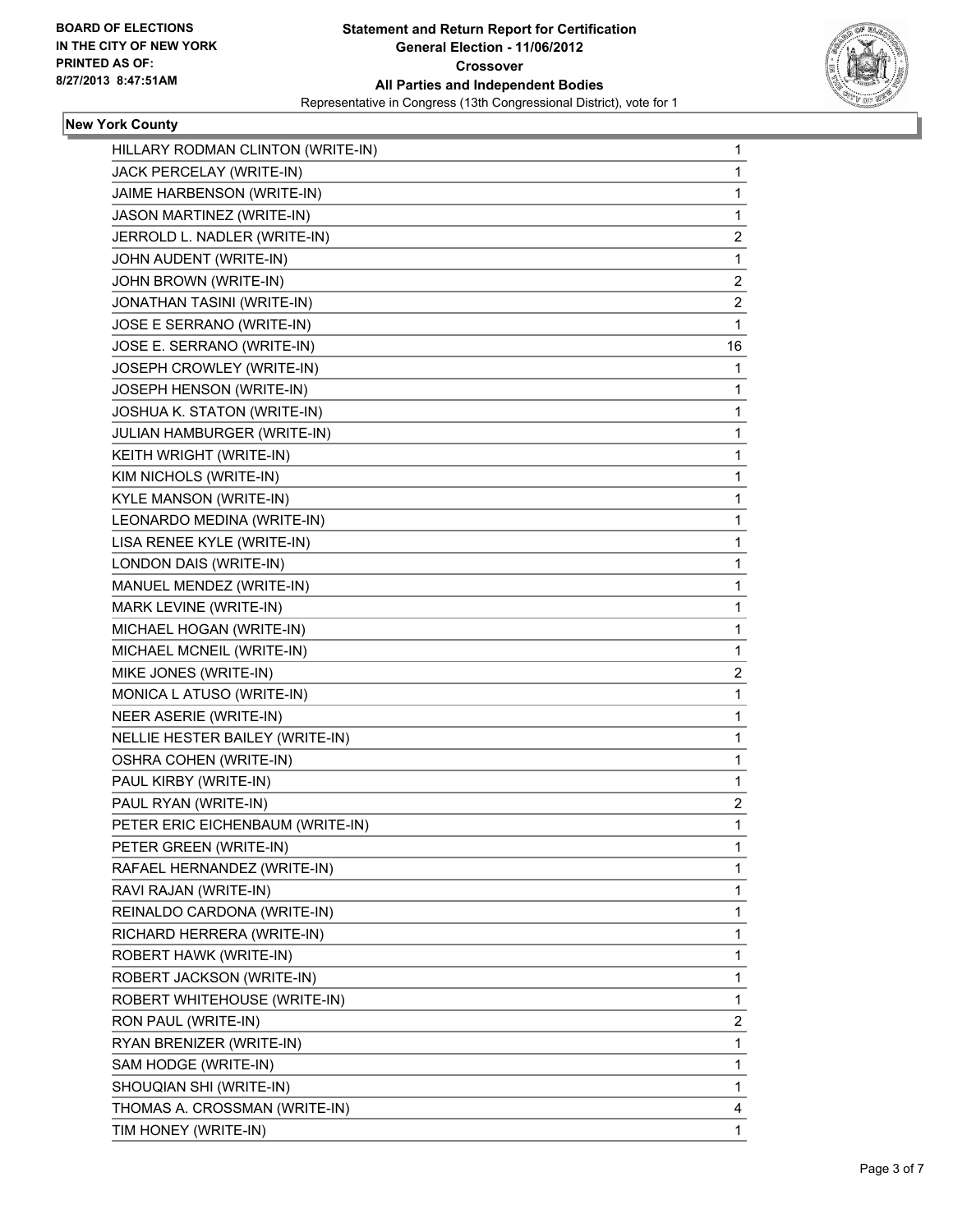**Statement and Return Report for Certification**
**General Election - 11/06/2012**
**Crossover**
**All Parties and Independent Bodies**
Representative in Congress (13th Congressional District), vote for 1

BOARD OF ELECTIONS
IN THE CITY OF NEW YORK
PRINTED AS OF:
8/27/2013 8:47:51AM

**New York County**

| | |
|---|---|
| HILLARY RODMAN CLINTON (WRITE-IN) | 1 |
| JACK PERCELAY (WRITE-IN) | 1 |
| JAIME HARBENSON (WRITE-IN) | 1 |
| JASON MARTINEZ (WRITE-IN) | 1 |
| JERROLD L. NADLER (WRITE-IN) | 2 |
| JOHN AUDENT (WRITE-IN) | 1 |
| JOHN BROWN (WRITE-IN) | 2 |
| JONATHAN TASINI (WRITE-IN) | 2 |
| JOSE E SERRANO (WRITE-IN) | 1 |
| JOSE E. SERRANO (WRITE-IN) | 16 |
| JOSEPH CROWLEY (WRITE-IN) | 1 |
| JOSEPH HENSON (WRITE-IN) | 1 |
| JOSHUA K. STATON (WRITE-IN) | 1 |
| JULIAN HAMBURGER (WRITE-IN) | 1 |
| KEITH WRIGHT (WRITE-IN) | 1 |
| KIM NICHOLS (WRITE-IN) | 1 |
| KYLE MANSON (WRITE-IN) | 1 |
| LEONARDO MEDINA (WRITE-IN) | 1 |
| LISA RENEE KYLE (WRITE-IN) | 1 |
| LONDON DAIS (WRITE-IN) | 1 |
| MANUEL MENDEZ (WRITE-IN) | 1 |
| MARK LEVINE (WRITE-IN) | 1 |
| MICHAEL HOGAN (WRITE-IN) | 1 |
| MICHAEL MCNEIL (WRITE-IN) | 1 |
| MIKE JONES (WRITE-IN) | 2 |
| MONICA L ATUSO (WRITE-IN) | 1 |
| NEER ASERIE (WRITE-IN) | 1 |
| NELLIE HESTER BAILEY (WRITE-IN) | 1 |
| OSHRA COHEN (WRITE-IN) | 1 |
| PAUL KIRBY (WRITE-IN) | 1 |
| PAUL RYAN (WRITE-IN) | 2 |
| PETER ERIC EICHENBAUM (WRITE-IN) | 1 |
| PETER GREEN (WRITE-IN) | 1 |
| RAFAEL HERNANDEZ (WRITE-IN) | 1 |
| RAVI RAJAN (WRITE-IN) | 1 |
| REINALDO CARDONA (WRITE-IN) | 1 |
| RICHARD HERRERA (WRITE-IN) | 1 |
| ROBERT HAWK (WRITE-IN) | 1 |
| ROBERT JACKSON (WRITE-IN) | 1 |
| ROBERT WHITEHOUSE (WRITE-IN) | 1 |
| RON PAUL (WRITE-IN) | 2 |
| RYAN BRENIZER (WRITE-IN) | 1 |
| SAM HODGE (WRITE-IN) | 1 |
| SHOUQIAN SHI (WRITE-IN) | 1 |
| THOMAS A. CROSSMAN (WRITE-IN) | 4 |
| TIM HONEY (WRITE-IN) | 1 |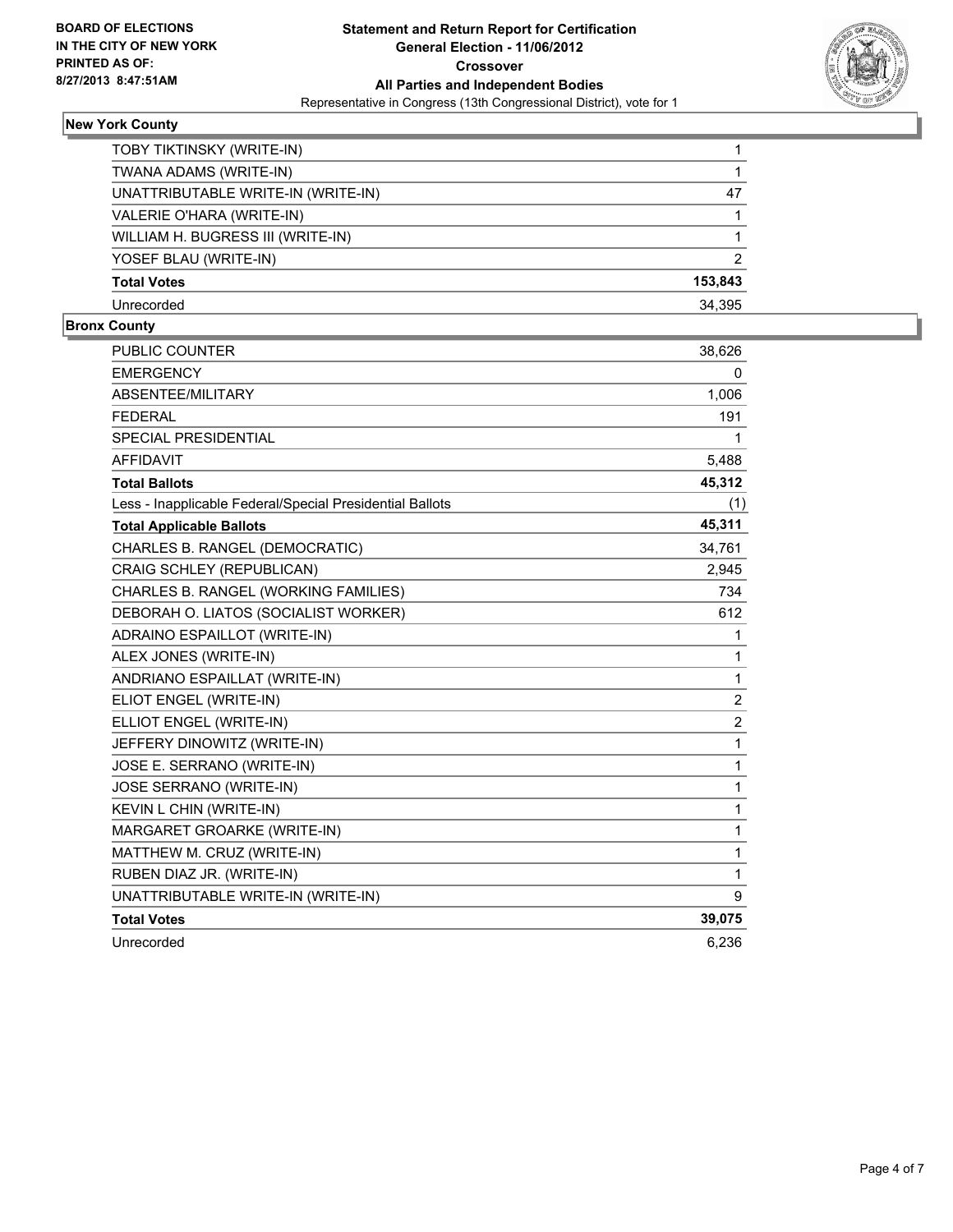**BOARD OF ELECTIONS**
**IN THE CITY OF NEW YORK**
**PRINTED AS OF:**
**8/27/2013 8:47:51AM**

**Statement and Return Report for Certification**
**General Election - 11/06/2012**
**Crossover**
**All Parties and Independent Bodies**
Representative in Congress (13th Congressional District), vote for 1

## New York County

| | |
|---|---|
| TOBY TIKTINSKY (WRITE-IN) | 1 |
| TWANA ADAMS (WRITE-IN) | 1 |
| UNATTRIBUTABLE WRITE-IN (WRITE-IN) | 47 |
| VALERIE O'HARA (WRITE-IN) | 1 |
| WILLIAM H. BUGRESS III (WRITE-IN) | 1 |
| YOSEF BLAU (WRITE-IN) | 2 |
| **Total Votes** | **153,843** |
| Unrecorded | 34,395 |

## Bronx County

| | |
|---|---|
| PUBLIC COUNTER | 38,626 |
| EMERGENCY | 0 |
| ABSENTEE/MILITARY | 1,006 |
| FEDERAL | 191 |
| SPECIAL PRESIDENTIAL | 1 |
| AFFIDAVIT | 5,488 |
| **Total Ballots** | **45,312** |
| Less - Inapplicable Federal/Special Presidential Ballots | (1) |
| **Total Applicable Ballots** | **45,311** |
| CHARLES B. RANGEL (DEMOCRATIC) | 34,761 |
| CRAIG SCHLEY (REPUBLICAN) | 2,945 |
| CHARLES B. RANGEL (WORKING FAMILIES) | 734 |
| DEBORAH O. LIATOS (SOCIALIST WORKER) | 612 |
| ADRAINO ESPAILLOT (WRITE-IN) | 1 |
| ALEX JONES (WRITE-IN) | 1 |
| ANDRIANO ESPAILLAT (WRITE-IN) | 1 |
| ELIOT ENGEL (WRITE-IN) | 2 |
| ELLIOT ENGEL (WRITE-IN) | 2 |
| JEFFERY DINOWITZ (WRITE-IN) | 1 |
| JOSE E. SERRANO (WRITE-IN) | 1 |
| JOSE SERRANO (WRITE-IN) | 1 |
| KEVIN L CHIN (WRITE-IN) | 1 |
| MARGARET GROARKE (WRITE-IN) | 1 |
| MATTHEW M. CRUZ (WRITE-IN) | 1 |
| RUBEN DIAZ JR. (WRITE-IN) | 1 |
| UNATTRIBUTABLE WRITE-IN (WRITE-IN) | 9 |
| **Total Votes** | **39,075** |
| Unrecorded | 6,236 |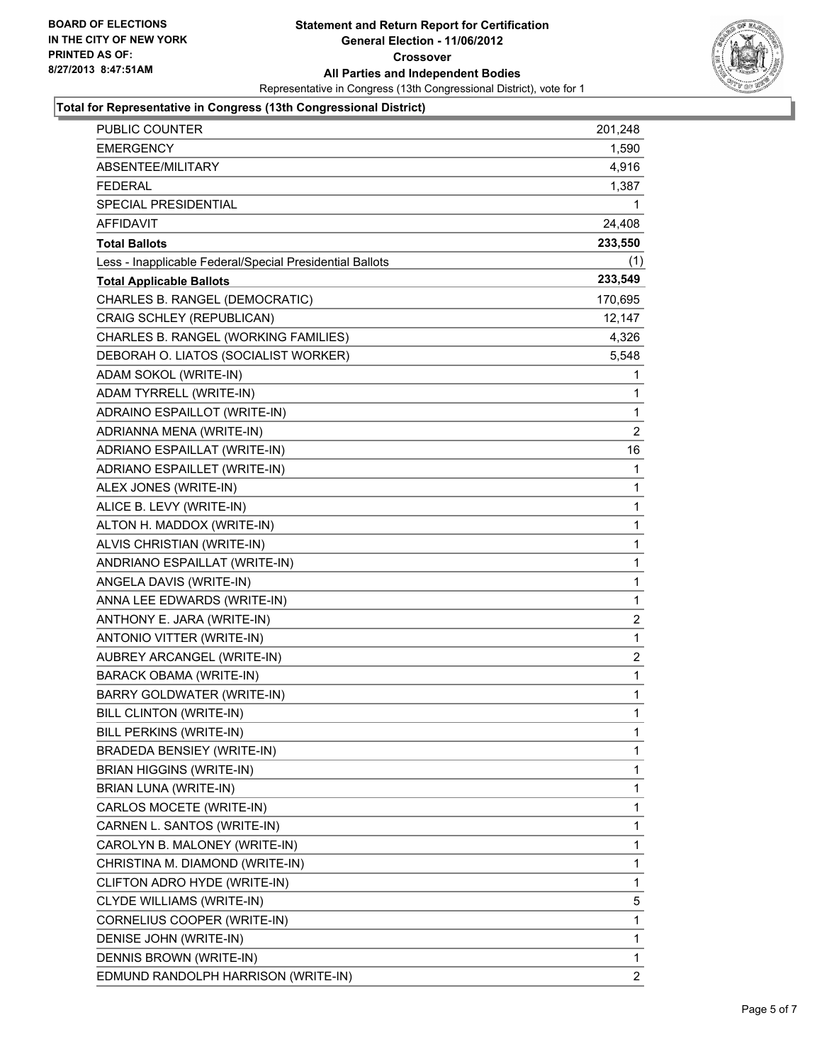**BOARD OF ELECTIONS IN THE CITY OF NEW YORK**
**PRINTED AS OF: 8/27/2013 8:47:51AM**

# Statement and Return Report for Certification
## General Election - 11/06/2012
## Crossover
## All Parties and Independent Bodies

Representative in Congress (13th Congressional District), vote for 1

### Total for Representative in Congress (13th Congressional District)

| | |
|---|---|
| PUBLIC COUNTER | 201,248 |
| EMERGENCY | 1,590 |
| ABSENTEE/MILITARY | 4,916 |
| FEDERAL | 1,387 |
| SPECIAL PRESIDENTIAL | 1 |
| AFFIDAVIT | 24,408 |
| **Total Ballots** | **233,550** |
| Less - Inapplicable Federal/Special Presidential Ballots | (1) |
| **Total Applicable Ballots** | **233,549** |
| CHARLES B. RANGEL (DEMOCRATIC) | 170,695 |
| CRAIG SCHLEY (REPUBLICAN) | 12,147 |
| CHARLES B. RANGEL (WORKING FAMILIES) | 4,326 |
| DEBORAH O. LIATOS (SOCIALIST WORKER) | 5,548 |
| ADAM SOKOL (WRITE-IN) | 1 |
| ADAM TYRRELL (WRITE-IN) | 1 |
| ADRAINO ESPAILLOT (WRITE-IN) | 1 |
| ADRIANNA MENA (WRITE-IN) | 2 |
| ADRIANO ESPAILLAT (WRITE-IN) | 16 |
| ADRIANO ESPAILLET (WRITE-IN) | 1 |
| ALEX JONES (WRITE-IN) | 1 |
| ALICE B. LEVY (WRITE-IN) | 1 |
| ALTON H. MADDOX (WRITE-IN) | 1 |
| ALVIS CHRISTIAN (WRITE-IN) | 1 |
| ANDRIANO ESPAILLAT (WRITE-IN) | 1 |
| ANGELA DAVIS (WRITE-IN) | 1 |
| ANNA LEE EDWARDS (WRITE-IN) | 1 |
| ANTHONY E. JARA (WRITE-IN) | 2 |
| ANTONIO VITTER (WRITE-IN) | 1 |
| AUBREY ARCANGEL (WRITE-IN) | 2 |
| BARACK OBAMA (WRITE-IN) | 1 |
| BARRY GOLDWATER (WRITE-IN) | 1 |
| BILL CLINTON (WRITE-IN) | 1 |
| BILL PERKINS (WRITE-IN) | 1 |
| BRADEDA BENSIEY (WRITE-IN) | 1 |
| BRIAN HIGGINS (WRITE-IN) | 1 |
| BRIAN LUNA (WRITE-IN) | 1 |
| CARLOS MOCETE (WRITE-IN) | 1 |
| CARNEN L. SANTOS (WRITE-IN) | 1 |
| CAROLYN B. MALONEY (WRITE-IN) | 1 |
| CHRISTINA M. DIAMOND (WRITE-IN) | 1 |
| CLIFTON ADRO HYDE (WRITE-IN) | 1 |
| CLYDE WILLIAMS (WRITE-IN) | 5 |
| CORNELIUS COOPER (WRITE-IN) | 1 |
| DENISE JOHN (WRITE-IN) | 1 |
| DENNIS BROWN (WRITE-IN) | 1 |
| EDMUND RANDOLPH HARRISON (WRITE-IN) | 2 |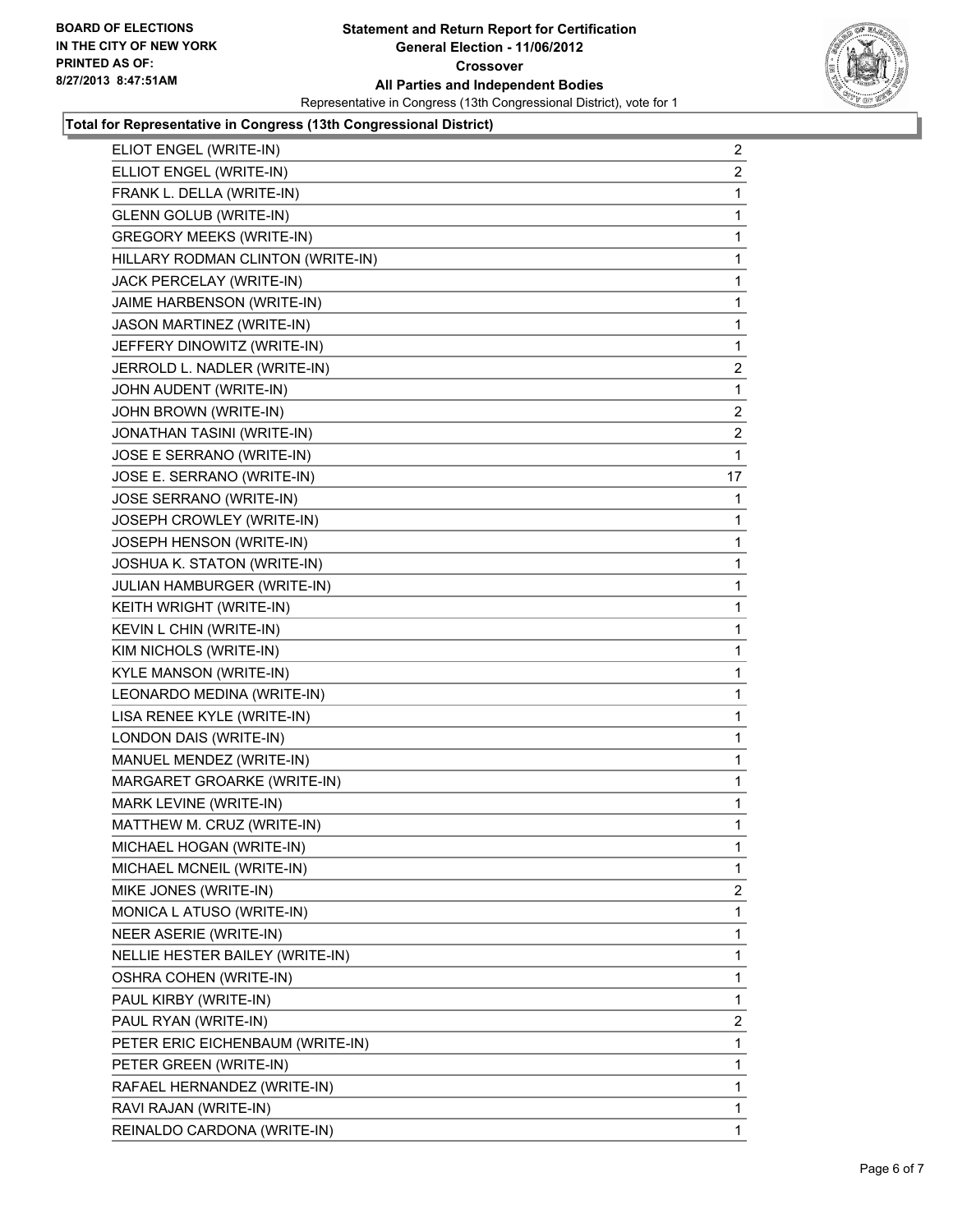BOARD OF ELECTIONS
IN THE CITY OF NEW YORK
PRINTED AS OF:
8/27/2013 8:47:51AM

**Statement and Return Report for Certification**
**General Election - 11/06/2012**
**Crossover**
**All Parties and Independent Bodies**
Representative in Congress (13th Congressional District), vote for 1

**Total for Representative in Congress (13th Congressional District)**

| | |
|---|---|
| ELIOT ENGEL (WRITE-IN) | 2 |
| ELLIOT ENGEL (WRITE-IN) | 2 |
| FRANK L. DELLA (WRITE-IN) | 1 |
| GLENN GOLUB (WRITE-IN) | 1 |
| GREGORY MEEKS (WRITE-IN) | 1 |
| HILLARY RODMAN CLINTON (WRITE-IN) | 1 |
| JACK PERCELAY (WRITE-IN) | 1 |
| JAIME HARBENSON (WRITE-IN) | 1 |
| JASON MARTINEZ (WRITE-IN) | 1 |
| JEFFERY DINOWITZ (WRITE-IN) | 1 |
| JERROLD L. NADLER (WRITE-IN) | 2 |
| JOHN AUDENT (WRITE-IN) | 1 |
| JOHN BROWN (WRITE-IN) | 2 |
| JONATHAN TASINI (WRITE-IN) | 2 |
| JOSE E SERRANO (WRITE-IN) | 1 |
| JOSE E. SERRANO (WRITE-IN) | 17 |
| JOSE SERRANO (WRITE-IN) | 1 |
| JOSEPH CROWLEY (WRITE-IN) | 1 |
| JOSEPH HENSON (WRITE-IN) | 1 |
| JOSHUA K. STATON (WRITE-IN) | 1 |
| JULIAN HAMBURGER (WRITE-IN) | 1 |
| KEITH WRIGHT (WRITE-IN) | 1 |
| KEVIN L CHIN (WRITE-IN) | 1 |
| KIM NICHOLS (WRITE-IN) | 1 |
| KYLE MANSON (WRITE-IN) | 1 |
| LEONARDO MEDINA (WRITE-IN) | 1 |
| LISA RENEE KYLE (WRITE-IN) | 1 |
| LONDON DAIS (WRITE-IN) | 1 |
| MANUEL MENDEZ (WRITE-IN) | 1 |
| MARGARET GROARKE (WRITE-IN) | 1 |
| MARK LEVINE (WRITE-IN) | 1 |
| MATTHEW M. CRUZ (WRITE-IN) | 1 |
| MICHAEL HOGAN (WRITE-IN) | 1 |
| MICHAEL MCNEIL (WRITE-IN) | 1 |
| MIKE JONES (WRITE-IN) | 2 |
| MONICA L ATUSO (WRITE-IN) | 1 |
| NEER ASERIE (WRITE-IN) | 1 |
| NELLIE HESTER BAILEY (WRITE-IN) | 1 |
| OSHRA COHEN (WRITE-IN) | 1 |
| PAUL KIRBY (WRITE-IN) | 1 |
| PAUL RYAN (WRITE-IN) | 2 |
| PETER ERIC EICHENBAUM (WRITE-IN) | 1 |
| PETER GREEN (WRITE-IN) | 1 |
| RAFAEL HERNANDEZ (WRITE-IN) | 1 |
| RAVI RAJAN (WRITE-IN) | 1 |
| REINALDO CARDONA (WRITE-IN) | 1 |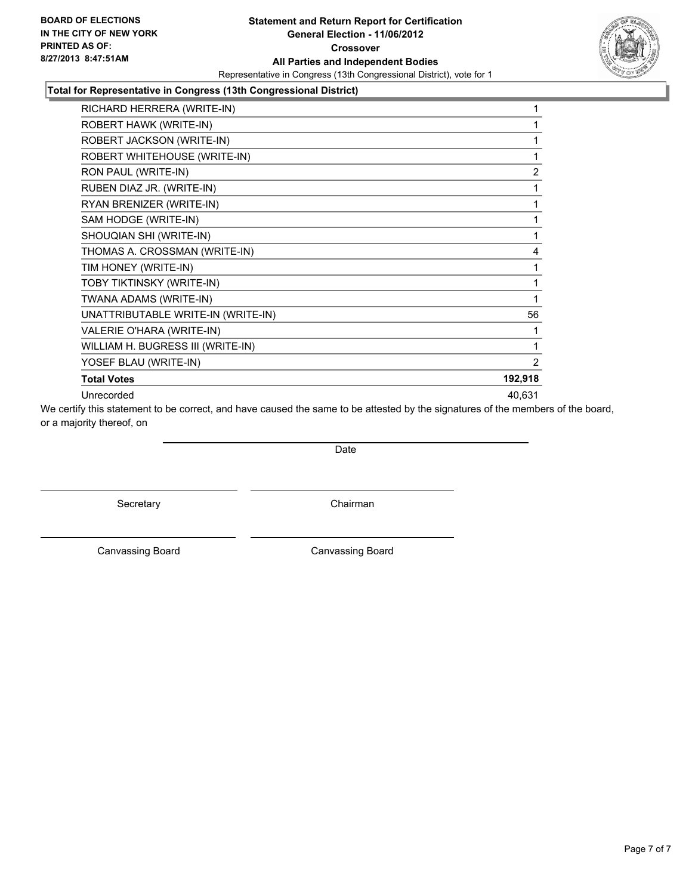**BOARD OF ELECTIONS IN THE CITY OF NEW YORK PRINTED AS OF: 8/27/2013 8:47:51AM**

**Statement and Return Report for Certification**
**General Election - 11/06/2012**
**Crossover**
**All Parties and Independent Bodies**
Representative in Congress (13th Congressional District), vote for 1

**Total for Representative in Congress (13th Congressional District)**

| | |
|---|---|
| RICHARD HERRERA (WRITE-IN) | 1 |
| ROBERT HAWK (WRITE-IN) | 1 |
| ROBERT JACKSON (WRITE-IN) | 1 |
| ROBERT WHITEHOUSE (WRITE-IN) | 1 |
| RON PAUL (WRITE-IN) | 2 |
| RUBEN DIAZ JR. (WRITE-IN) | 1 |
| RYAN BRENIZER (WRITE-IN) | 1 |
| SAM HODGE (WRITE-IN) | 1 |
| SHOUQIAN SHI (WRITE-IN) | 1 |
| THOMAS A. CROSSMAN (WRITE-IN) | 4 |
| TIM HONEY (WRITE-IN) | 1 |
| TOBY TIKTINSKY (WRITE-IN) | 1 |
| TWANA ADAMS (WRITE-IN) | 1 |
| UNATTRIBUTABLE WRITE-IN (WRITE-IN) | 56 |
| VALERIE O'HARA (WRITE-IN) | 1 |
| WILLIAM H. BUGRESS III (WRITE-IN) | 1 |
| YOSEF BLAU (WRITE-IN) | 2 |
| **Total Votes** | **192,918** |
| Unrecorded | 40,631 |

We certify this statement to be correct, and have caused the same to be attested by the signatures of the members of the board, or a majority thereof, on

Date

Secretary

Chairman

Canvassing Board

Canvassing Board